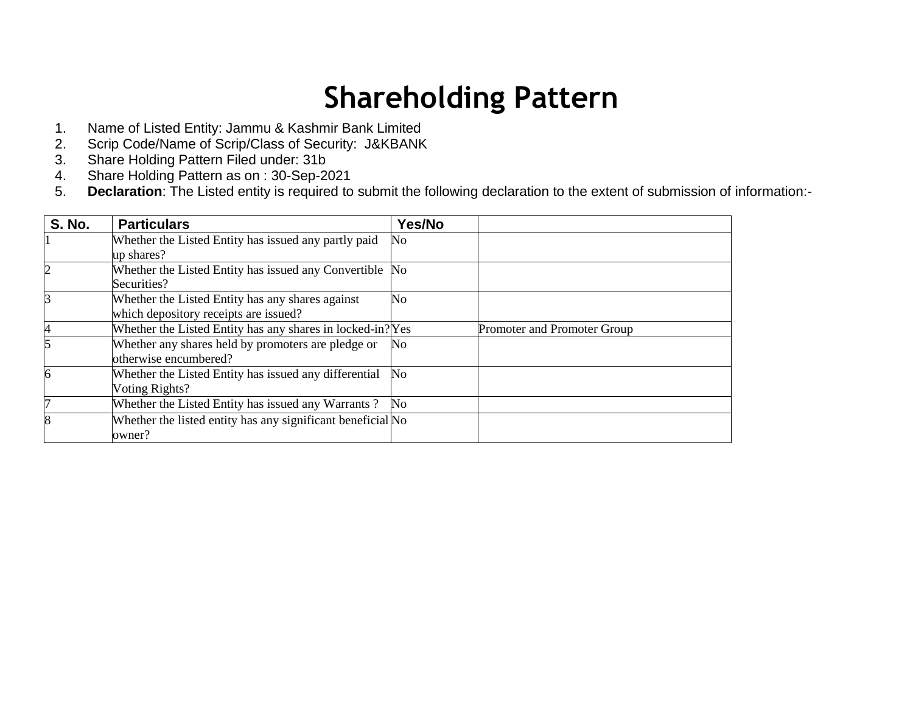# Shareholding Pattern

1. Name of Listed Entity: Jammu & Kashmir Bank Limited
2. Scrip Code/Name of Scrip/Class of Security: J&KBANK
3. Share Holding Pattern Filed under: 31b
4. Share Holding Pattern as on : 30-Sep-2021
5. **Declaration**: The Listed entity is required to submit the following declaration to the extent of submission of information:-

| S. No. | Particulars | Yes/No | |
|---|---|---|---|
| 1 | Whether the Listed Entity has issued any partly paid up shares? | No | |
| 2 | Whether the Listed Entity has issued any Convertible Securities? | No | |
| 3 | Whether the Listed Entity has any shares against which depository receipts are issued? | No | |
| 4 | Whether the Listed Entity has any shares in locked-in? | Yes | Promoter and Promoter Group |
| 5 | Whether any shares held by promoters are pledge or otherwise encumbered? | No | |
| 6 | Whether the Listed Entity has issued any differential Voting Rights? | No | |
| 7 | Whether the Listed Entity has issued any Warrants ? | No | |
| 8 | Whether the listed entity has any significant beneficial owner? | No | |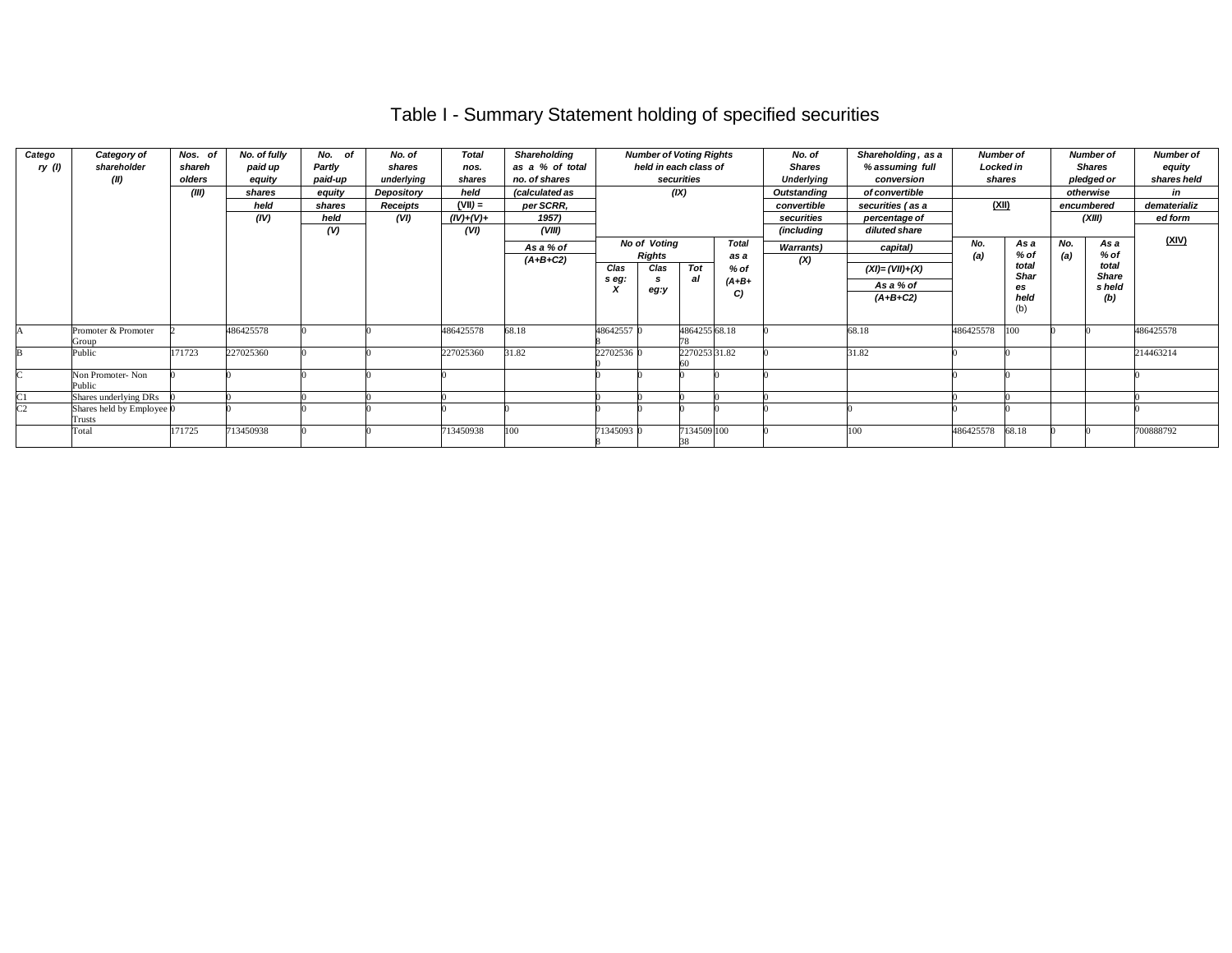# Table I - Summary Statement holding of specified securities

| Category (I) | Category of shareholder (II) | Nos. of shareholders (III) | No. of fully paid up equity shares held (IV) | No. of Partly paid-up equity shares held (V) | No. of shares underlying Depository Receipts (VI) | Total nos. shares held (VII) = (IV)+(V)+ (VI) | Shareholding as a % of total no. of shares (calculated as per SCRR, 1957) (VIII) As a % of (A+B+C2) | Number of Voting Rights held in each class of securities (IX) | | | | No. of Shares Underlying Outstanding convertible securities (including Warrants) (X) | Shareholding , as a % assuming full conversion of convertible securities ( as a percentage of diluted share capital) (XI)= (VII)+(X) As a % of (A+B+C2) | Number of Locked in shares (XII) | | Number of Shares pledged or otherwise encumbered (XIII) | | Number of equity shares held in dematerialized form (XIV) |
|---|---|---|---|---|---|---|---|---|---|---|---|---|---|---|---|---|---|---|
| | | | | | | | | No of Voting Rights | | | Total as a % of (A+B+C) | | | No. (a) | As a % of total Shares held (b) | No. (a) | As a % of total Shares held (b) | |
| | | | | | | | | Class eg: X | Class eg:y | Total | | | | | | | | |
| A | Promoter & Promoter Group | 2 | 486425578 | 0 | 0 | 486425578 | 68.18 | 486425578 | 0 | 486425578 | 68.18 | 0 | 68.18 | 486425578 | 100 | 0 | 0 | 486425578 |
| B | Public | 171723 | 227025360 | 0 | 0 | 227025360 | 31.82 | 227025360 | 0 | 227025360 | 31.82 | 0 | 31.82 | 0 | 0 | | | 214463214 |
| C | Non Promoter- Non Public | 0 | 0 | 0 | 0 | 0 | | 0 | 0 | 0 | 0 | 0 | | 0 | 0 | | | 0 |
| C1 | Shares underlying DRs | 0 | 0 | 0 | 0 | 0 | | 0 | 0 | 0 | 0 | 0 | | 0 | 0 | | | 0 |
| C2 | Shares held by Employee Trusts | 0 | 0 | 0 | 0 | 0 | 0 | 0 | 0 | 0 | 0 | 0 | 0 | 0 | 0 | | | 0 |
| | Total | 171725 | 713450938 | 0 | 0 | 713450938 | 100 | 713450938 | 0 | 713450938 | 100 | 0 | 100 | 486425578 | 68.18 | 0 | 0 | 700888792 |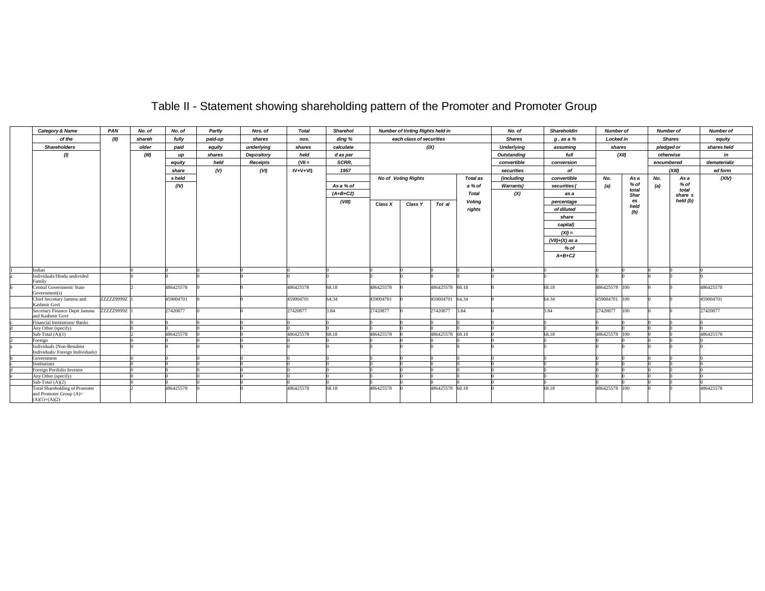# Table II - Statement showing shareholding pattern of the Promoter and Promoter Group

| | Category & Name of the Shareholders (I) | PAN (II) | No. of shareholder (III) | No. of fully paid up equity shares held (IV) | Partly paid-up equity shares held (V) | Nos. of shares underlying Depository Receipts (VI) | Total nos. shares held (VII = IV+V+VI) | Shareholding % calculated as per SCRR, 1957 As a % of (A+B+C2) (VIII) | Number of Voting Rights held in each class of securities (IX) | | | | No. of Shares Underlying Outstanding convertible securities (including Warrants) (X) | Shareholding , as a % assuming full conversion of convertible securities ( as a percentage of diluted share capital) (XI) = (VII)+(X) as a % of A+B+C2 | Number of Locked in shares (XII) | | Number of Shares pledged or otherwise encumbered (XIII) | | Number of equity shares held in dematerialized form (XIV) |
|---|---|---|---|---|---|---|---|---|---|---|---|---|---|---|---|---|---|---|---|
| | | | | | | | | | No of Voting Rights | | | Total as a % of Total Voting rights | | | No. (a) | As a % of total Shares held (b) | No. (a) | As a % of total share s held (b) | |
| | | | | | | | | | Class X | Class Y | Tot al | | | | | | | | |
| 1 | Indian | | 0 | 0 | 0 | 0 | 0 | 0 | 0 | 0 | 0 | 0 | 0 | 0 | 0 | 0 | 0 | 0 | 0 |
| a | Individuals/Hindu undivided Family | | 0 | 0 | 0 | 0 | 0 | 0 | 0 | 0 | 0 | 0 | 0 | 0 | 0 | 0 | 0 | 0 | 0 |
| b | Central Government/ State Government(s) | | 2 | 486425578 | 0 | 0 | 486425578 | 68.18 | 486425578 | 0 | 486425578 | 68.18 | 0 | 68.18 | 486425578 | 100 | 0 | 0 | 486425578 |
| | Chief Secretary Jammu and Kashmir Govt | ZZZZZ9999Z | 1 | 459004701 | 0 | 0 | 459004701 | 64.34 | 459004701 | 0 | 459004701 | 64.34 | 0 | 64.34 | 459004701 | 100 | 0 | 0 | 459004701 |
| | Secretary Finance Deptt Jammu and Kashmir Govt | ZZZZZ9999Z | 1 | 27420877 | 0 | 0 | 27420877 | 3.84 | 27420877 | 0 | 27420877 | 3.84 | 0 | 3.84 | 27420877 | 100 | 0 | 0 | 27420877 |
| c | Financial Institutions/ Banks | | 0 | 0 | 0 | 0 | 0 | 0 | 0 | 0 | 0 | 0 | 0 | 0 | 0 | 0 | 0 | 0 | 0 |
| d | Any Other (specify) | | 0 | 0 | 0 | 0 | 0 | 0 | 0 | 0 | 0 | 0 | 0 | 0 | 0 | 0 | 0 | 0 | 0 |
| | Sub-Total (A)(1) | | 2 | 486425578 | 0 | 0 | 486425578 | 68.18 | 486425578 | 0 | 486425578 | 68.18 | 0 | 68.18 | 486425578 | 100 | 0 | 0 | 486425578 |
| 2 | Foreign | | 0 | 0 | 0 | 0 | 0 | 0 | 0 | 0 | 0 | 0 | 0 | 0 | 0 | 0 | 0 | 0 | 0 |
| a | Individuals (Non-Resident Individuals/ Foreign Individuals) | | 0 | 0 | 0 | 0 | 0 | 0 | 0 | 0 | 0 | 0 | 0 | 0 | 0 | 0 | 0 | 0 | 0 |
| b | Government | | 0 | 0 | 0 | 0 | 0 | 0 | 0 | 0 | 0 | 0 | 0 | 0 | 0 | 0 | 0 | 0 | 0 |
| c | Institutions | | 0 | 0 | 0 | 0 | 0 | 0 | 0 | 0 | 0 | 0 | 0 | 0 | 0 | 0 | 0 | 0 | 0 |
| d | Foreign Portfolio Investor | | 0 | 0 | 0 | 0 | 0 | 0 | 0 | 0 | 0 | 0 | 0 | 0 | 0 | 0 | 0 | 0 | 0 |
| e | Any Other (specify) | | 0 | 0 | 0 | 0 | 0 | 0 | 0 | 0 | 0 | 0 | 0 | 0 | 0 | 0 | 0 | 0 | 0 |
| | Sub-Total (A)(2) | | 0 | 0 | 0 | 0 | 0 | 0 | 0 | 0 | 0 | 0 | 0 | 0 | 0 | 0 | 0 | 0 | 0 |
| | Total Shareholding of Promoter and Promoter Group (A)= (A)(1)+(A)(2) | | 2 | 486425578 | 0 | 0 | 486425578 | 68.18 | 486425578 | 0 | 486425578 | 68.18 | 0 | 68.18 | 486425578 | 100 | 0 | 0 | 486425578 |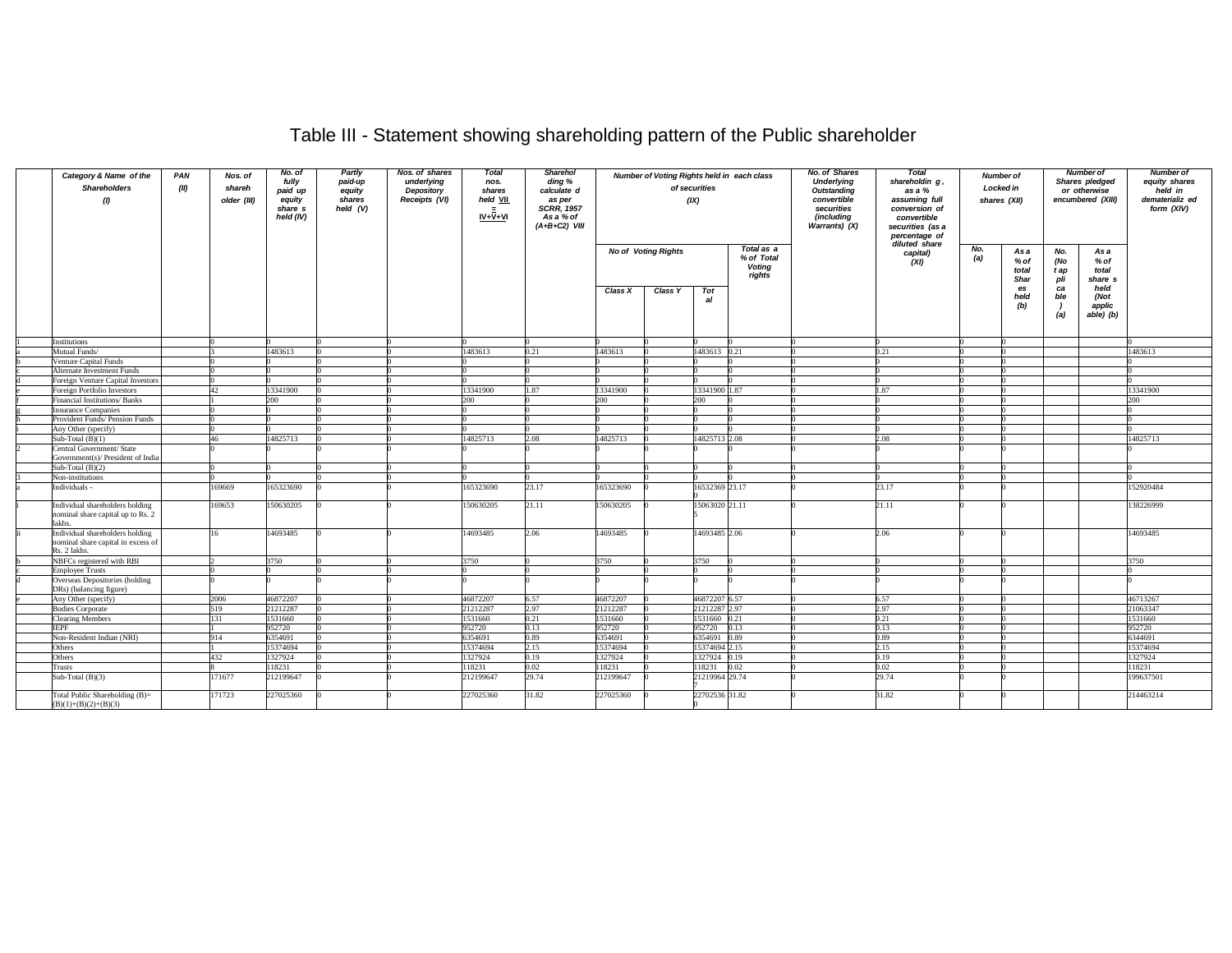# Table III - Statement showing shareholding pattern of the Public shareholder

| | Category & Name of the Shareholders (I) | PAN (II) | Nos. of shareholder (III) | No. of fully paid up equity shares held (IV) | Partly paid-up equity shares held (V) | Nos. of shares underlying Depository Receipts (VI) | Total nos. shares held VII = IV+V+VI | Shareholding % calculated as per SCRR, 1957 As a % of (A+B+C2) VIII | Number of Voting Rights held in each class of securities (IX) | | | | No. of Shares Underlying Outstanding convertible securities (including Warrants) (X) | Total shareholding, as a % assuming full conversion of convertible securities (as a percentage of diluted share capital) (XI) | Number of Locked in shares (XII) | | Number of Shares pledged or otherwise encumbered (XIII) | | Number of equity shares held in dematerialized form (XIV) |
|---|---|---|---|---|---|---|---|---|---|---|---|---|---|---|---|---|---|---|---|
| | | | | | | | | | No of Voting Rights | | | Total as a % of Total Voting rights | | | No. (a) | As a % of total Shares held (b) | No. (Not applicable) (a) | As a % of total shares held (Not applicable) (b) | |
| | | | | | | | | | Class X | Class Y | Total | | | | | | | | |
| 1 | Institutions | | 0 | 0 | 0 | 0 | 0 | 0 | 0 | 0 | 0 | 0 | 0 | 0 | 0 | 0 | | | 0 |
| a | Mutual Funds/ | | 3 | 1483613 | 0 | 0 | 1483613 | 0.21 | 1483613 | 0 | 1483613 | 0.21 | 0 | 0.21 | 0 | 0 | | | 1483613 |
| b | Venture Capital Funds | | 0 | 0 | 0 | 0 | 0 | 0 | 0 | 0 | 0 | 0 | 0 | 0 | 0 | 0 | | | 0 |
| c | Alternate Investment Funds | | 0 | 0 | 0 | 0 | 0 | 0 | 0 | 0 | 0 | 0 | 0 | 0 | 0 | 0 | | | 0 |
| d | Foreign Venture Capital Investors | | 0 | 0 | 0 | 0 | 0 | 0 | 0 | 0 | 0 | 0 | 0 | 0 | 0 | 0 | | | 0 |
| e | Foreign Portfolio Investors | | 42 | 13341900 | 0 | 0 | 13341900 | 1.87 | 13341900 | 0 | 13341900 | 1.87 | 0 | 1.87 | 0 | 0 | | | 13341900 |
| f | Financial Institutions/ Banks | | 1 | 200 | 0 | 0 | 200 | 0 | 200 | 0 | 200 | 0 | 0 | 0 | 0 | 0 | | | 200 |
| g | Insurance Companies | | 0 | 0 | 0 | 0 | 0 | 0 | 0 | 0 | 0 | 0 | 0 | 0 | 0 | 0 | | | 0 |
| h | Provident Funds/ Pension Funds | | 0 | 0 | 0 | 0 | 0 | 0 | 0 | 0 | 0 | 0 | 0 | 0 | 0 | 0 | | | 0 |
| i | Any Other (specify) | | 0 | 0 | 0 | 0 | 0 | 0 | 0 | 0 | 0 | 0 | 0 | 0 | 0 | 0 | | | 0 |
| | Sub-Total (B)(1) | | 46 | 14825713 | 0 | 0 | 14825713 | 2.08 | 14825713 | 0 | 14825713 | 2.08 | 0 | 2.08 | 0 | 0 | | | 14825713 |
| 2 | Central Government/ State Government(s)/ President of India | | 0 | 0 | 0 | 0 | 0 | 0 | 0 | 0 | 0 | 0 | 0 | 0 | 0 | 0 | | | 0 |
| | Sub-Total (B)(2) | | 0 | 0 | 0 | 0 | 0 | 0 | 0 | 0 | 0 | 0 | 0 | 0 | 0 | 0 | | | 0 |
| 3 | Non-institutions | | 0 | 0 | 0 | 0 | 0 | 0 | 0 | 0 | 0 | 0 | 0 | 0 | 0 | 0 | | | 0 |
| a | Individuals - | | 169669 | 165323690 | 0 | 0 | 165323690 | 23.17 | 165323690 | 0 | 165323690 | 23.17 | 0 | 23.17 | 0 | 0 | | | 152920484 |
| i | Individual shareholders holding nominal share capital up to Rs. 2 lakhs. | | 169653 | 150630205 | 0 | 0 | 150630205 | 21.11 | 150630205 | 0 | 150630205 | 21.11 | 0 | 21.11 | 0 | 0 | | | 138226999 |
| ii | Individual shareholders holding nominal share capital in excess of Rs. 2 lakhs. | | 16 | 14693485 | 0 | 0 | 14693485 | 2.06 | 14693485 | 0 | 14693485 | 2.06 | 0 | 2.06 | 0 | 0 | | | 14693485 |
| b | NBFCs registered with RBI | | 2 | 3750 | 0 | 0 | 3750 | 0 | 3750 | 0 | 3750 | 0 | 0 | 0 | 0 | 0 | | | 3750 |
| c | Employee Trusts | | 0 | 0 | 0 | 0 | 0 | 0 | 0 | 0 | 0 | 0 | 0 | 0 | 0 | 0 | | | 0 |
| d | Overseas Depositories (holding DRs) (balancing figure) | | 0 | 0 | 0 | 0 | 0 | 0 | 0 | 0 | 0 | 0 | 0 | 0 | 0 | 0 | | | 0 |
| e | Any Other (specify) | | 2006 | 46872207 | 0 | 0 | 46872207 | 6.57 | 46872207 | 0 | 46872207 | 6.57 | 0 | 6.57 | 0 | 0 | | | 46713267 |
| | Bodies Corporate | | 519 | 21212287 | 0 | 0 | 21212287 | 2.97 | 21212287 | 0 | 21212287 | 2.97 | 0 | 2.97 | 0 | 0 | | | 21063347 |
| | Clearing Members | | 131 | 1531660 | 0 | 0 | 1531660 | 0.21 | 1531660 | 0 | 1531660 | 0.21 | 0 | 0.21 | 0 | 0 | | | 1531660 |
| | IEPF | | 1 | 952720 | 0 | 0 | 952720 | 0.13 | 952720 | 0 | 952720 | 0.13 | 0 | 0.13 | 0 | 0 | | | 952720 |
| | Non-Resident Indian (NRI) | | 914 | 6354691 | 0 | 0 | 6354691 | 0.89 | 6354691 | 0 | 6354691 | 0.89 | 0 | 0.89 | 0 | 0 | | | 6344691 |
| | Others | | 1 | 15374694 | 0 | 0 | 15374694 | 2.15 | 15374694 | 0 | 15374694 | 2.15 | 0 | 2.15 | 0 | 0 | | | 15374694 |
| | Others | | 432 | 1327924 | 0 | 0 | 1327924 | 0.19 | 1327924 | 0 | 1327924 | 0.19 | 0 | 0.19 | 0 | 0 | | | 1327924 |
| | Trusts | | 8 | 118231 | 0 | 0 | 118231 | 0.02 | 118231 | 0 | 118231 | 0.02 | 0 | 0.02 | 0 | 0 | | | 118231 |
| | Sub-Total (B)(3) | | 171677 | 212199647 | 0 | 0 | 212199647 | 29.74 | 212199647 | 0 | 212199647 | 29.74 | 0 | 29.74 | 0 | 0 | | | 199637501 |
| | Total Public Shareholding (B)= (B)(1)+(B)(2)+(B)(3) | | 171723 | 227025360 | 0 | 0 | 227025360 | 31.82 | 227025360 | 0 | 227025360 | 31.82 | 0 | 31.82 | 0 | 0 | | | 214463214 |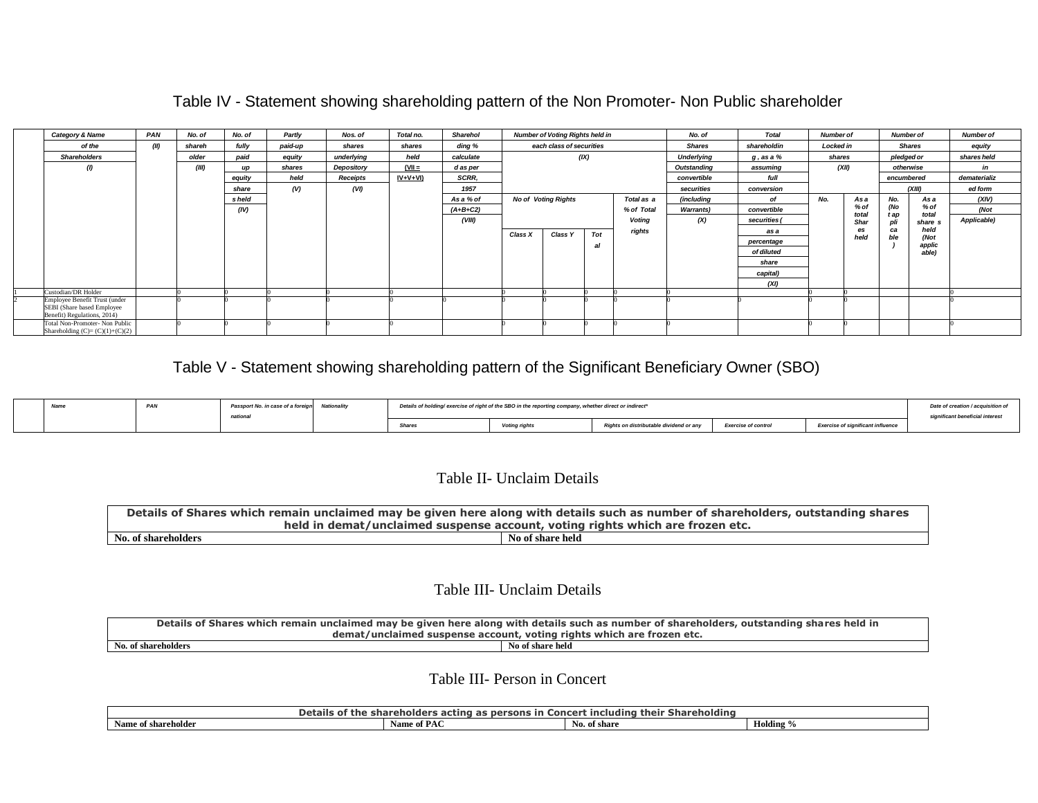# Table IV - Statement showing shareholding pattern of the Non Promoter- Non Public shareholder

| | Category & Name of the Shareholders (I) | PAN (II) | No. of shareholder (III) | No. of fully paid up equity share s held (IV) | Partly paid-up equity shares held (V) | Nos. of shares underlying Depository Receipts (VI) | Total no. shares held (VII = IV+V+VI) | Shareholding % calculated as per SCRR, 1957 As a % of (A+B+C2) (VIII) | Number of Voting Rights held in each class of securities (IX) | | | | No. of Shares Underlying Outstanding convertible securities (including Warrants) (X) | Total shareholding , as a % assuming full conversion of convertible securities ( as a percentage of diluted share capital) (XI) | Number of Locked in shares (XII) | | Number of Shares pledged or otherwise encumbered (XIII) | | Number of equity shares held in dematerialized form (XIV) (Not Applicable) |
|---|---|---|---|---|---|---|---|---|---|---|---|---|---|---|---|---|---|---|---|
| | | | | | | | | | No of Voting Rights | | | Total as a % of Total Voting rights | | | No. | As a % of total Shares held | No. (Not applicable) | As a % of total share s held (Not applicable) | |
| | | | | | | | | | Class X | Class Y | Total | | | | | | | | |
| 1 | Custodian/DR Holder | | 0 | 0 | 0 | 0 | 0 | | 0 | 0 | 0 | 0 | 0 | | 0 | 0 | | | 0 |
| 2 | Employee Benefit Trust (under SEBI (Share based Employee Benefit) Regulations, 2014) | | 0 | 0 | 0 | 0 | 0 | 0 | 0 | 0 | 0 | 0 | 0 | 0 | 0 | 0 | | | 0 |
| | Total Non-Promoter- Non Public Shareholding (C)= (C)(1)+(C)(2) | | 0 | 0 | 0 | 0 | 0 | | 0 | 0 | 0 | 0 | 0 | | 0 | 0 | | | 0 |

# Table V - Statement showing shareholding pattern of the Significant Beneficiary Owner (SBO)

| | Name | PAN | Passport No. in case of a foreign national | Nationality | Details of holding/ exercise of right of the SBO in the reporting company, whether direct or indirect* | | | | | Date of creation / acquisition of significant beneficial interest |
|---|---|---|---|---|---|---|---|---|---|---|
| | | | | | Shares | Voting rights | Rights on distributable dividend or any | Exercise of control | Exercise of significant influence | |

# Table II- Unclaim Details

| Details of Shares which remain unclaimed may be given here along with details such as number of shareholders, outstanding shares held in demat/unclaimed suspense account, voting rights which are frozen etc. | |
|---|---|
| **No. of shareholders** | **No of share held** |

# Table III- Unclaim Details

| Details of Shares which remain unclaimed may be given here along with details such as number of shareholders, outstanding shares held in demat/unclaimed suspense account, voting rights which are frozen etc. | |
|---|---|
| **No. of shareholders** | **No of share held** |

# Table III- Person in Concert

| Details of the shareholders acting as persons in Concert including their Shareholding | | | |
|---|---|---|---|
| **Name of shareholder** | **Name of PAC** | **No. of share** | **Holding %** |